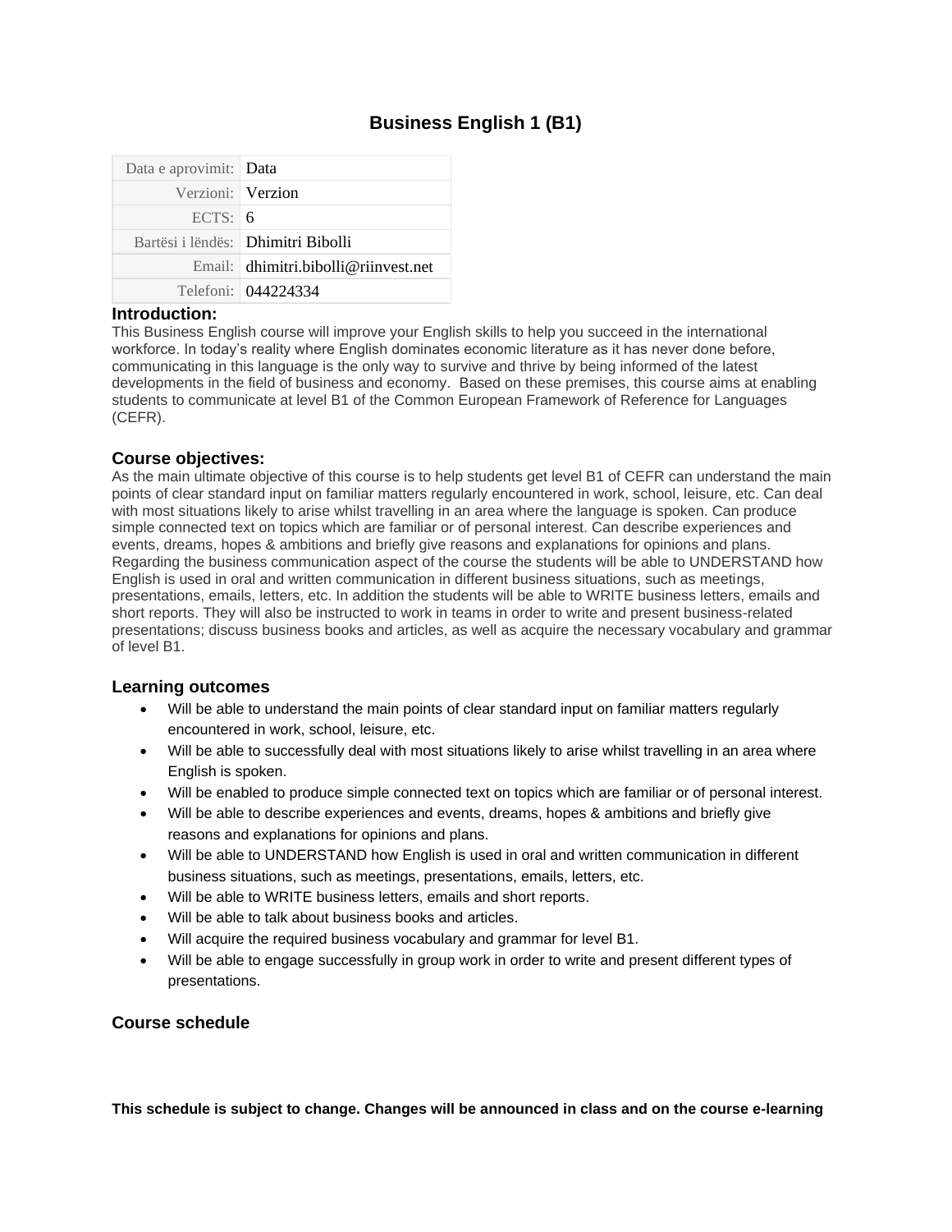# Business English 1 (B1)

| | |
|---|---|
| Data e aprovimit: | Data |
| Verzioni: | Verzion |
| ECTS: | 6 |
| Bartësi i lëndës: | Dhimitri Bibolli |
| Email: | dhimitri.bibolli@riinvest.net |
| Telefoni: | 044224334 |

## Introduction:

This Business English course will improve your English skills to help you succeed in the international workforce. In today's reality where English dominates economic literature as it has never done before, communicating in this language is the only way to survive and thrive by being informed of the latest developments in the field of business and economy. Based on these premises, this course aims at enabling students to communicate at level B1 of the Common European Framework of Reference for Languages (CEFR).

## Course objectives:

As the main ultimate objective of this course is to help students get level B1 of CEFR can understand the main points of clear standard input on familiar matters regularly encountered in work, school, leisure, etc. Can deal with most situations likely to arise whilst travelling in an area where the language is spoken. Can produce simple connected text on topics which are familiar or of personal interest. Can describe experiences and events, dreams, hopes & ambitions and briefly give reasons and explanations for opinions and plans. Regarding the business communication aspect of the course the students will be able to UNDERSTAND how English is used in oral and written communication in different business situations, such as meetings, presentations, emails, letters, etc. In addition the students will be able to WRITE business letters, emails and short reports. They will also be instructed to work in teams in order to write and present business-related presentations; discuss business books and articles, as well as acquire the necessary vocabulary and grammar of level B1.

## Learning outcomes

- Will be able to understand the main points of clear standard input on familiar matters regularly encountered in work, school, leisure, etc.
- Will be able to successfully deal with most situations likely to arise whilst travelling in an area where English is spoken.
- Will be enabled to produce simple connected text on topics which are familiar or of personal interest.
- Will be able to describe experiences and events, dreams, hopes & ambitions and briefly give reasons and explanations for opinions and plans.
- Will be able to UNDERSTAND how English is used in oral and written communication in different business situations, such as meetings, presentations, emails, letters, etc.
- Will be able to WRITE business letters, emails and short reports.
- Will be able to talk about business books and articles.
- Will acquire the required business vocabulary and grammar for level B1.
- Will be able to engage successfully in group work in order to write and present different types of presentations.

## Course schedule

**This schedule is subject to change. Changes will be announced in class and on the course e-learning**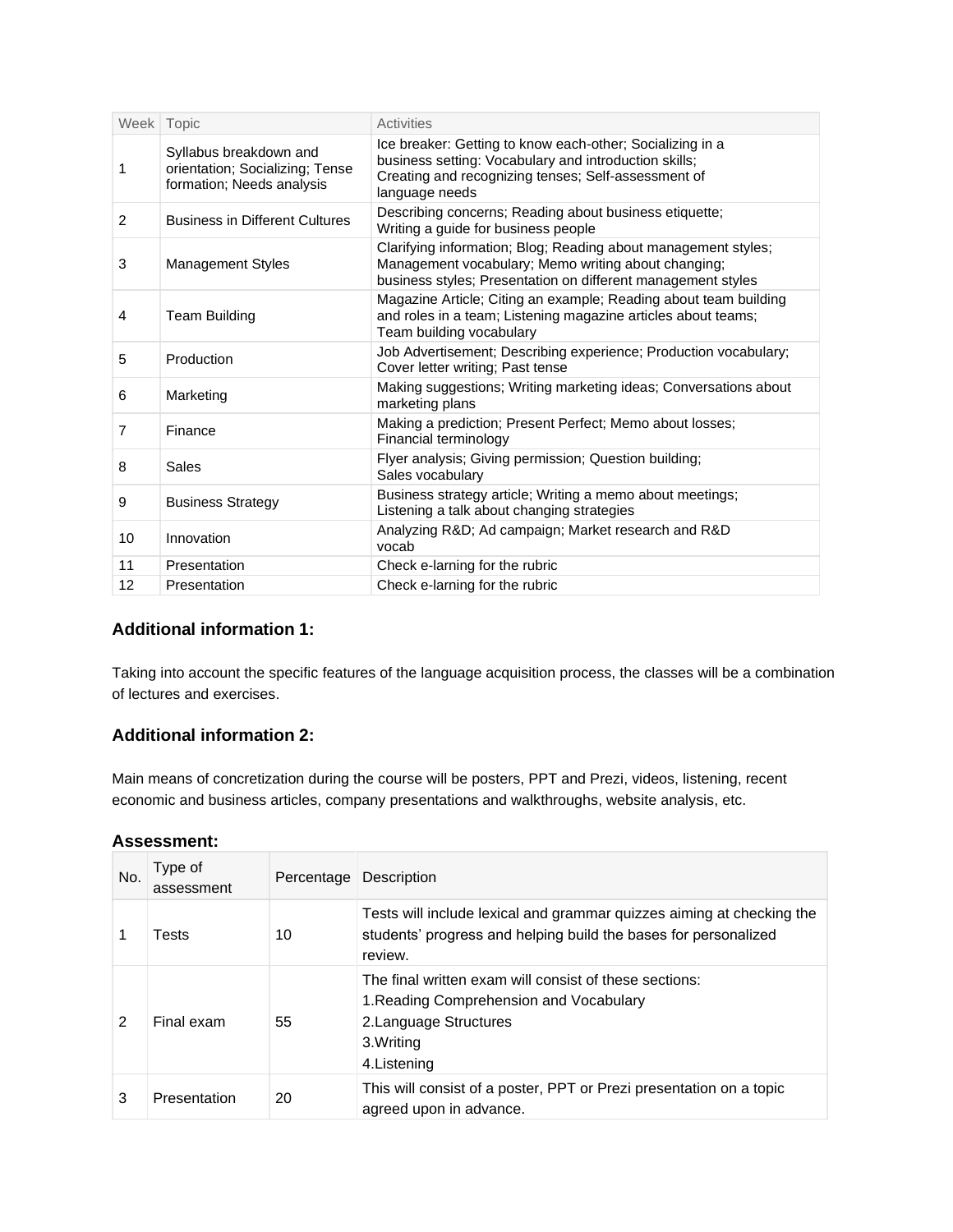| Week | Topic | Activities |
| --- | --- | --- |
| 1 | Syllabus breakdown and orientation; Socializing; Tense formation; Needs analysis | Ice breaker: Getting to know each-other; Socializing in a business setting: Vocabulary and introduction skills; Creating and recognizing tenses; Self-assessment of language needs |
| 2 | Business in Different Cultures | Describing concerns; Reading about business etiquette; Writing a guide for business people |
| 3 | Management Styles | Clarifying information; Blog; Reading about management styles; Management vocabulary; Memo writing about changing; business styles; Presentation on different management styles |
| 4 | Team Building | Magazine Article; Citing an example; Reading about team building and roles in a team; Listening magazine articles about teams; Team building vocabulary |
| 5 | Production | Job Advertisement; Describing experience; Production vocabulary; Cover letter writing; Past tense |
| 6 | Marketing | Making suggestions; Writing marketing ideas; Conversations about marketing plans |
| 7 | Finance | Making a prediction; Present Perfect; Memo about losses; Financial terminology |
| 8 | Sales | Flyer analysis; Giving permission; Question building; Sales vocabulary |
| 9 | Business Strategy | Business strategy article; Writing a memo about meetings; Listening a talk about changing strategies |
| 10 | Innovation | Analyzing R&D; Ad campaign; Market research and R&D vocab |
| 11 | Presentation | Check e-larning for the rubric |
| 12 | Presentation | Check e-larning for the rubric |

### Additional information 1:

Taking into account the specific features of the language acquisition process, the classes will be a combination of lectures and exercises.

### Additional information 2:

Main means of concretization during the course will be posters, PPT and Prezi, videos, listening, recent economic and business articles, company presentations and walkthroughs, website analysis, etc.

### Assessment:

| No. | Type of assessment | Percentage | Description |
| --- | --- | --- | --- |
| 1 | Tests | 10 | Tests will include lexical and grammar quizzes aiming at checking the students' progress and helping build the bases for personalized review. |
| 2 | Final exam | 55 | The final written exam will consist of these sections:<br>1.Reading Comprehension and Vocabulary<br>2.Language Structures<br>3.Writing<br>4.Listening |
| 3 | Presentation | 20 | This will consist of a poster, PPT or Prezi presentation on a topic agreed upon in advance. |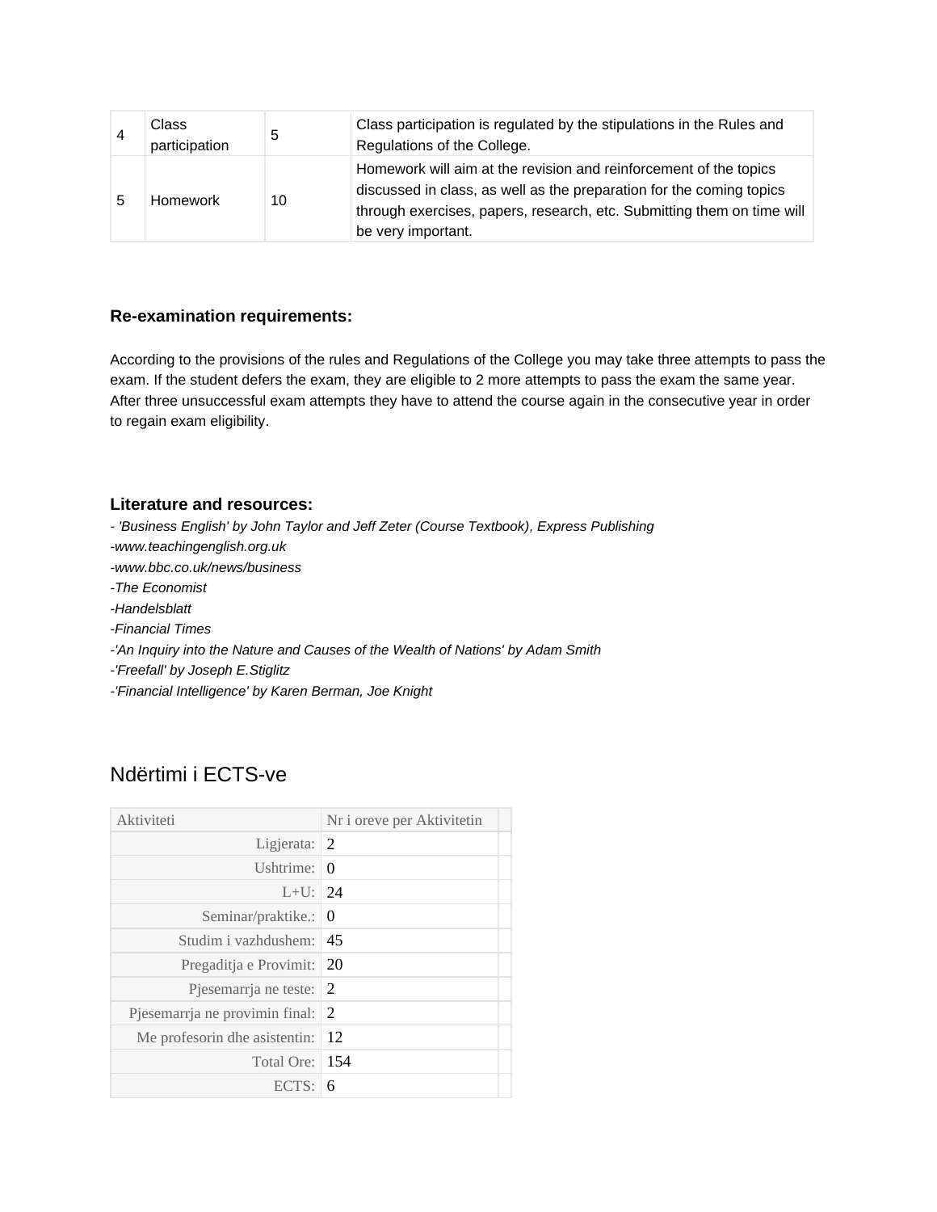| | | | |
|---|---|---|---|
| 4 | Class participation | 5 | Class participation is regulated by the stipulations in the Rules and Regulations of the College. |
| 5 | Homework | 10 | Homework will aim at the revision and reinforcement of the topics discussed in class, as well as the preparation for the coming topics through exercises, papers, research, etc. Submitting them on time will be very important. |

### Re-examination requirements:

According to the provisions of the rules and Regulations of the College you may take three attempts to pass the exam. If the student defers the exam, they are eligible to 2 more attempts to pass the exam the same year. After three unsuccessful exam attempts they have to attend the course again in the consecutive year in order to regain exam eligibility.

### Literature and resources:

*- 'Business English' by John Taylor and Jeff Zeter (Course Textbook), Express Publishing*
*-www.teachingenglish.org.uk*
*-www.bbc.co.uk/news/business*
*-The Economist*
*-Handelsblatt*
*-Financial Times*
*-'An Inquiry into the Nature and Causes of the Wealth of Nations' by Adam Smith*
*-'Freefall' by Joseph E.Stiglitz*
*-'Financial Intelligence' by Karen Berman, Joe Knight*

## Ndërtimi i ECTS-ve

| Aktiviteti | Nr i oreve per Aktivitetin | |
|---|---|---|
| Ligjerata: | 2 | |
| Ushtrime: | 0 | |
| L+U: | 24 | |
| Seminar/praktike.: | 0 | |
| Studim i vazhdushem: | 45 | |
| Pregaditja e Provimit: | 20 | |
| Pjesemarrja ne teste: | 2 | |
| Pjesemarrja ne provimin final: | 2 | |
| Me profesorin dhe asistentin: | 12 | |
| Total Ore: | 154 | |
| ECTS: | 6 | |